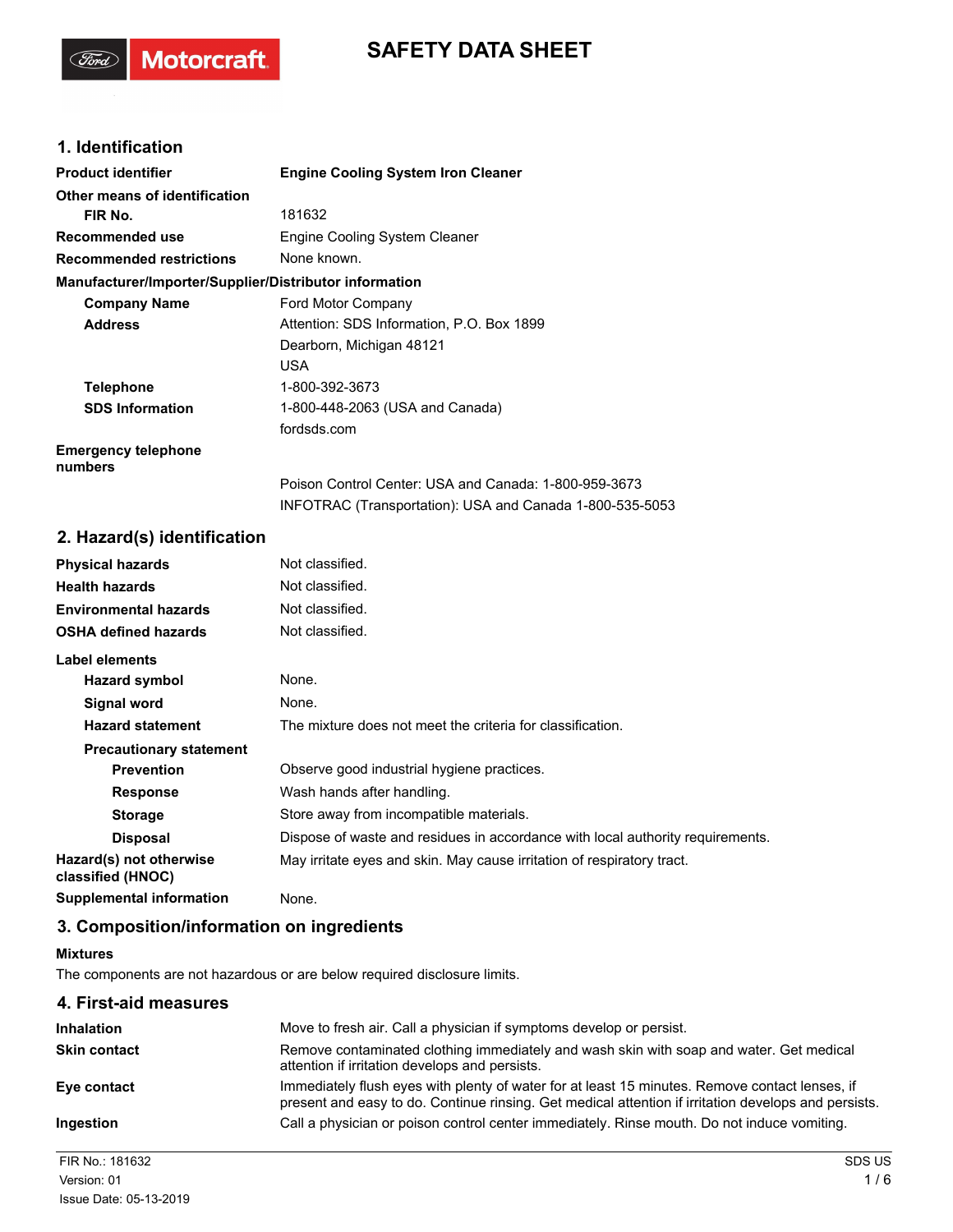# SAFETY DATA SHEET

## 1. Identification

| | |
|---|---|
| **Product identifier** | **Engine Cooling System Iron Cleaner** |
| **Other means of identification** | |
| **FIR No.** | 181632 |
| **Recommended use** | Engine Cooling System Cleaner |
| **Recommended restrictions** | None known. |

**Manufacturer/Importer/Supplier/Distributor information**

| | |
|---|---|
| **Company Name** | Ford Motor Company |
| **Address** | Attention: SDS Information, P.O. Box 1899<br>Dearborn, Michigan 48121<br>USA |
| **Telephone** | 1-800-392-3673 |
| **SDS Information** | 1-800-448-2063 (USA and Canada)<br>fordsds.com |
| **Emergency telephone numbers** | Poison Control Center: USA and Canada: 1-800-959-3673<br>INFOTRAC (Transportation): USA and Canada 1-800-535-5053 |

## 2. Hazard(s) identification

| | |
|---|---|
| **Physical hazards** | Not classified. |
| **Health hazards** | Not classified. |
| **Environmental hazards** | Not classified. |
| **OSHA defined hazards** | Not classified. |

**Label elements**

| | |
|---|---|
| **Hazard symbol** | None. |
| **Signal word** | None. |
| **Hazard statement** | The mixture does not meet the criteria for classification. |
| **Precautionary statement** | |
| **Prevention** | Observe good industrial hygiene practices. |
| **Response** | Wash hands after handling. |
| **Storage** | Store away from incompatible materials. |
| **Disposal** | Dispose of waste and residues in accordance with local authority requirements. |
| **Hazard(s) not otherwise classified (HNOC)** | May irritate eyes and skin. May cause irritation of respiratory tract. |
| **Supplemental information** | None. |

## 3. Composition/information on ingredients

**Mixtures**

The components are not hazardous or are below required disclosure limits.

## 4. First-aid measures

| | |
|---|---|
| **Inhalation** | Move to fresh air. Call a physician if symptoms develop or persist. |
| **Skin contact** | Remove contaminated clothing immediately and wash skin with soap and water. Get medical attention if irritation develops and persists. |
| **Eye contact** | Immediately flush eyes with plenty of water for at least 15 minutes. Remove contact lenses, if present and easy to do. Continue rinsing. Get medical attention if irritation develops and persists. |
| **Ingestion** | Call a physician or poison control center immediately. Rinse mouth. Do not induce vomiting. |

FIR No.: 181632
Version: 01
Issue Date: 05-13-2019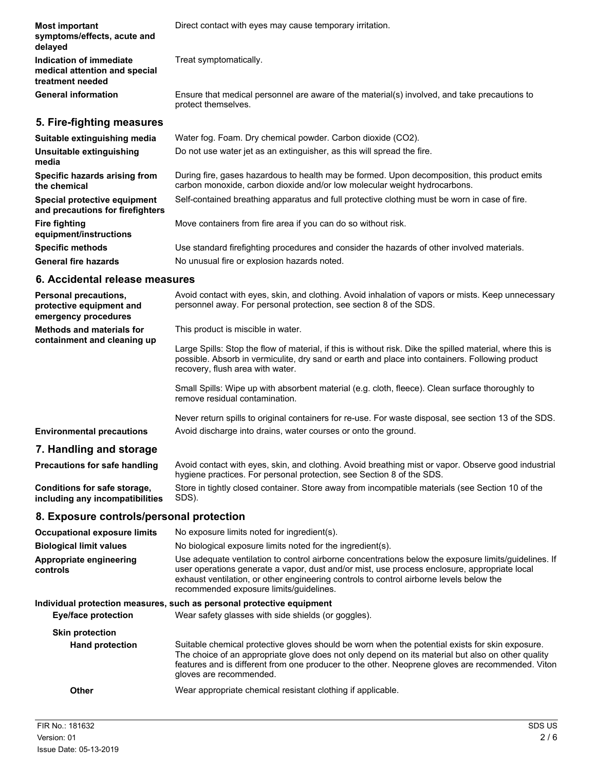| | |
|---|---|
| **Most important symptoms/effects, acute and delayed** | Direct contact with eyes may cause temporary irritation. |
| **Indication of immediate medical attention and special treatment needed** | Treat symptomatically. |
| **General information** | Ensure that medical personnel are aware of the material(s) involved, and take precautions to protect themselves. |

## 5. Fire-fighting measures

| | |
|---|---|
| **Suitable extinguishing media** | Water fog. Foam. Dry chemical powder. Carbon dioxide ($CO_2$). |
| **Unsuitable extinguishing media** | Do not use water jet as an extinguisher, as this will spread the fire. |
| **Specific hazards arising from the chemical** | During fire, gases hazardous to health may be formed. Upon decomposition, this product emits carbon monoxide, carbon dioxide and/or low molecular weight hydrocarbons. |
| **Special protective equipment and precautions for firefighters** | Self-contained breathing apparatus and full protective clothing must be worn in case of fire. |
| **Fire fighting equipment/instructions** | Move containers from fire area if you can do so without risk. |
| **Specific methods** | Use standard firefighting procedures and consider the hazards of other involved materials. |
| **General fire hazards** | No unusual fire or explosion hazards noted. |

## 6. Accidental release measures

**Personal precautions, protective equipment and emergency procedures**

Avoid contact with eyes, skin, and clothing. Avoid inhalation of vapors or mists. Keep unnecessary personnel away. For personal protection, see section 8 of the SDS.

**Methods and materials for containment and cleaning up**

This product is miscible in water.

Large Spills: Stop the flow of material, if this is without risk. Dike the spilled material, where this is possible. Absorb in vermiculite, dry sand or earth and place into containers. Following product recovery, flush area with water.

Small Spills: Wipe up with absorbent material (e.g. cloth, fleece). Clean surface thoroughly to remove residual contamination.

Never return spills to original containers for re-use. For waste disposal, see section 13 of the SDS.

**Environmental precautions**

Avoid discharge into drains, water courses or onto the ground.

## 7. Handling and storage

| | |
|---|---|
| **Precautions for safe handling** | Avoid contact with eyes, skin, and clothing. Avoid breathing mist or vapor. Observe good industrial hygiene practices. For personal protection, see Section 8 of the SDS. |
| **Conditions for safe storage, including any incompatibilities** | Store in tightly closed container. Store away from incompatible materials (see Section 10 of the SDS). |

## 8. Exposure controls/personal protection

| | |
|---|---|
| **Occupational exposure limits** | No exposure limits noted for ingredient(s). |
| **Biological limit values** | No biological exposure limits noted for the ingredient(s). |
| **Appropriate engineering controls** | Use adequate ventilation to control airborne concentrations below the exposure limits/guidelines. If user operations generate a vapor, dust and/or mist, use process enclosure, appropriate local exhaust ventilation, or other engineering controls to control airborne levels below the recommended exposure limits/guidelines. |

**Individual protection measures, such as personal protective equipment**

| | |
|---|---|
| **Eye/face protection** | Wear safety glasses with side shields (or goggles). |
| **Skin protection** | |
| **Hand protection** | Suitable chemical protective gloves should be worn when the potential exists for skin exposure. The choice of an appropriate glove does not only depend on its material but also on other quality features and is different from one producer to the other. Neoprene gloves are recommended. Viton gloves are recommended. |
| **Other** | Wear appropriate chemical resistant clothing if applicable. |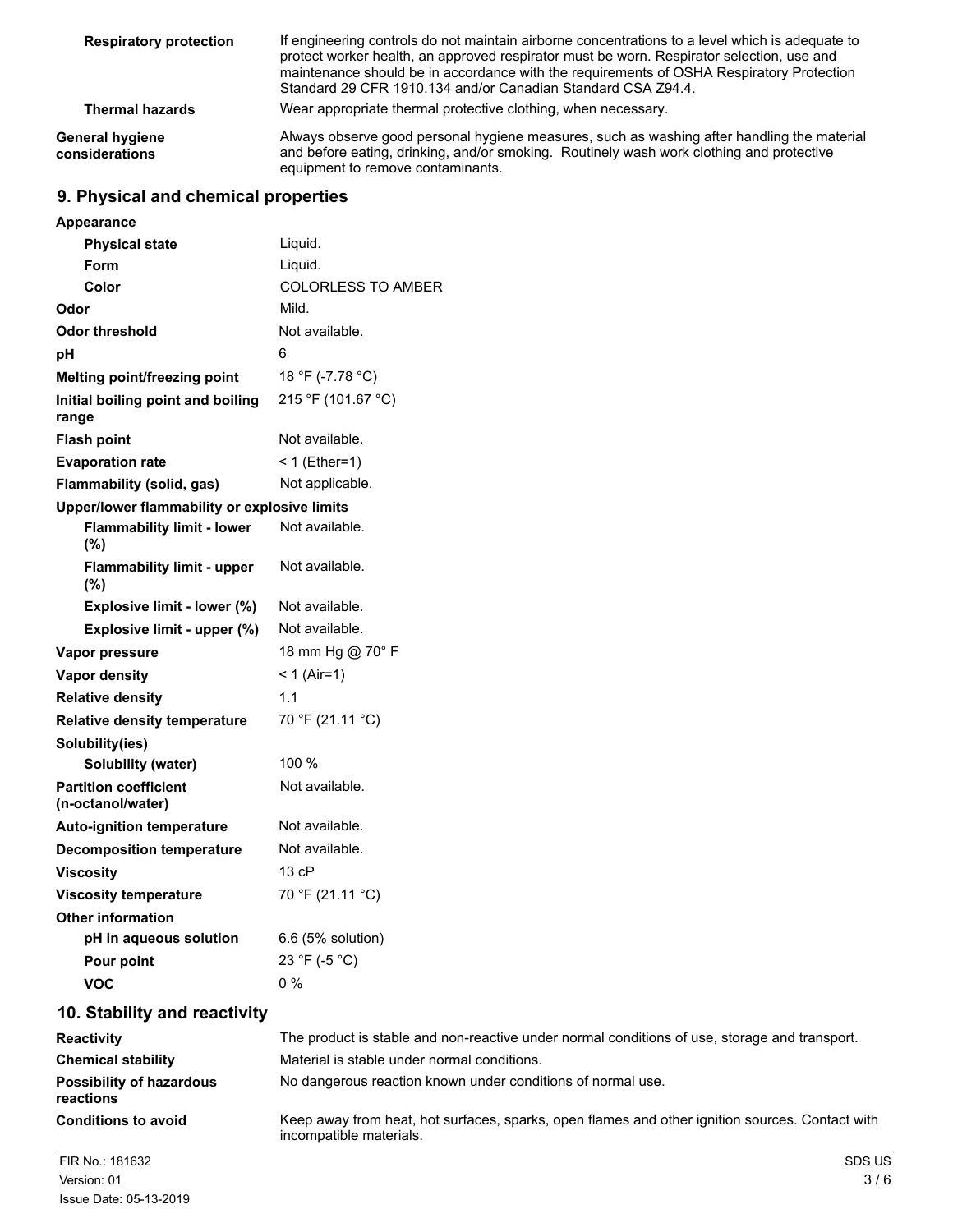| | |
|---|---|
| **Respiratory protection** | If engineering controls do not maintain airborne concentrations to a level which is adequate to protect worker health, an approved respirator must be worn. Respirator selection, use and maintenance should be in accordance with the requirements of OSHA Respiratory Protection Standard 29 CFR 1910.134 and/or Canadian Standard CSA Z94.4. |
| **Thermal hazards** | Wear appropriate thermal protective clothing, when necessary. |
| **General hygiene considerations** | Always observe good personal hygiene measures, such as washing after handling the material and before eating, drinking, and/or smoking. Routinely wash work clothing and protective equipment to remove contaminants. |

## 9. Physical and chemical properties

| | |
|---|---|
| **Appearance** | |
| **Physical state** | Liquid. |
| **Form** | Liquid. |
| **Color** | COLORLESS TO AMBER |
| **Odor** | Mild. |
| **Odor threshold** | Not available. |
| **pH** | 6 |
| **Melting point/freezing point** | 18 °F (-7.78 °C) |
| **Initial boiling point and boiling range** | 215 °F (101.67 °C) |
| **Flash point** | Not available. |
| **Evaporation rate** | < 1 (Ether=1) |
| **Flammability (solid, gas)** | Not applicable. |
| **Upper/lower flammability or explosive limits** | |
| **Flammability limit - lower (%)** | Not available. |
| **Flammability limit - upper (%)** | Not available. |
| **Explosive limit - lower (%)** | Not available. |
| **Explosive limit - upper (%)** | Not available. |
| **Vapor pressure** | 18 mm Hg @ 70° F |
| **Vapor density** | < 1 (Air=1) |
| **Relative density** | 1.1 |
| **Relative density temperature** | 70 °F (21.11 °C) |
| **Solubility(ies)** | |
| **Solubility (water)** | 100 % |
| **Partition coefficient (n-octanol/water)** | Not available. |
| **Auto-ignition temperature** | Not available. |
| **Decomposition temperature** | Not available. |
| **Viscosity** | 13 cP |
| **Viscosity temperature** | 70 °F (21.11 °C) |
| **Other information** | |
| **pH in aqueous solution** | 6.6 (5% solution) |
| **Pour point** | 23 °F (-5 °C) |
| **VOC** | 0 % |

## 10. Stability and reactivity

| | |
|---|---|
| **Reactivity** | The product is stable and non-reactive under normal conditions of use, storage and transport. |
| **Chemical stability** | Material is stable under normal conditions. |
| **Possibility of hazardous reactions** | No dangerous reaction known under conditions of normal use. |
| **Conditions to avoid** | Keep away from heat, hot surfaces, sparks, open flames and other ignition sources. Contact with incompatible materials. |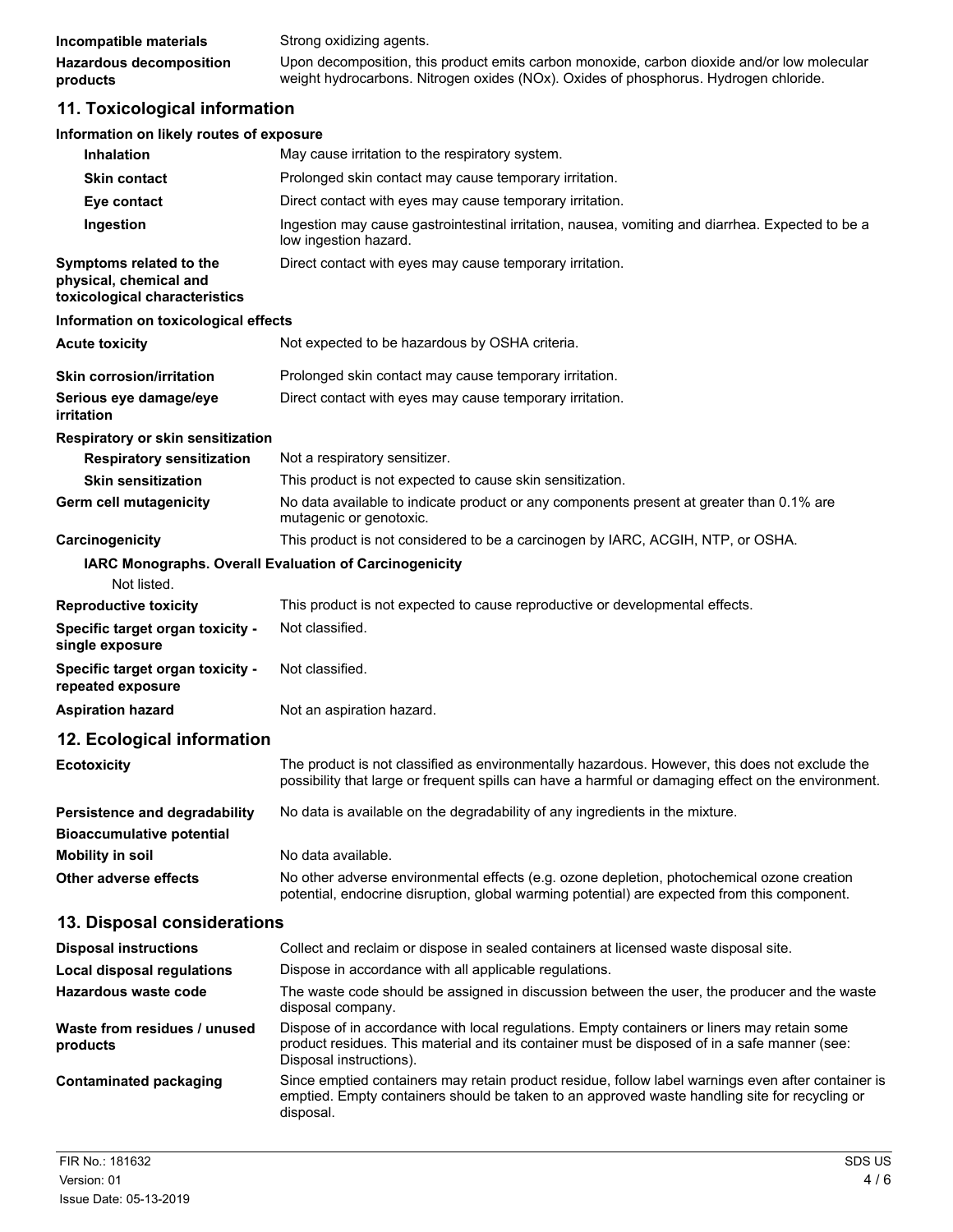**Incompatible materials** Strong oxidizing agents.

**Hazardous decomposition products** Upon decomposition, this product emits carbon monoxide, carbon dioxide and/or low molecular weight hydrocarbons. Nitrogen oxides (NOx). Oxides of phosphorus. Hydrogen chloride.

## 11. Toxicological information

**Information on likely routes of exposure**

**Inhalation** May cause irritation to the respiratory system.

**Skin contact** Prolonged skin contact may cause temporary irritation.

**Eye contact** Direct contact with eyes may cause temporary irritation.

**Ingestion** Ingestion may cause gastrointestinal irritation, nausea, vomiting and diarrhea. Expected to be a low ingestion hazard.

**Symptoms related to the physical, chemical and toxicological characteristics** Direct contact with eyes may cause temporary irritation.

**Information on toxicological effects**

**Acute toxicity** Not expected to be hazardous by OSHA criteria.

**Skin corrosion/irritation** Prolonged skin contact may cause temporary irritation.

**Serious eye damage/eye irritation** Direct contact with eyes may cause temporary irritation.

**Respiratory or skin sensitization**

**Respiratory sensitization** Not a respiratory sensitizer.

**Skin sensitization** This product is not expected to cause skin sensitization.

**Germ cell mutagenicity** No data available to indicate product or any components present at greater than 0.1% are mutagenic or genotoxic.

**Carcinogenicity** This product is not considered to be a carcinogen by IARC, ACGIH, NTP, or OSHA.

**IARC Monographs. Overall Evaluation of Carcinogenicity**

Not listed.

**Reproductive toxicity** This product is not expected to cause reproductive or developmental effects.

**Specific target organ toxicity - single exposure** Not classified.

**Specific target organ toxicity - repeated exposure** Not classified.

**Aspiration hazard** Not an aspiration hazard.

## 12. Ecological information

**Ecotoxicity** The product is not classified as environmentally hazardous. However, this does not exclude the possibility that large or frequent spills can have a harmful or damaging effect on the environment.

**Persistence and degradability** No data is available on the degradability of any ingredients in the mixture.

**Bioaccumulative potential**

**Mobility in soil** No data available.

**Other adverse effects** No other adverse environmental effects (e.g. ozone depletion, photochemical ozone creation potential, endocrine disruption, global warming potential) are expected from this component.

## 13. Disposal considerations

**Disposal instructions** Collect and reclaim or dispose in sealed containers at licensed waste disposal site.

**Local disposal regulations** Dispose in accordance with all applicable regulations.

**Hazardous waste code** The waste code should be assigned in discussion between the user, the producer and the waste disposal company.

**Waste from residues / unused products** Dispose of in accordance with local regulations. Empty containers or liners may retain some product residues. This material and its container must be disposed of in a safe manner (see: Disposal instructions).

**Contaminated packaging** Since emptied containers may retain product residue, follow label warnings even after container is emptied. Empty containers should be taken to an approved waste handling site for recycling or disposal.

FIR No.: 181632
Version: 01
Issue Date: 05-13-2019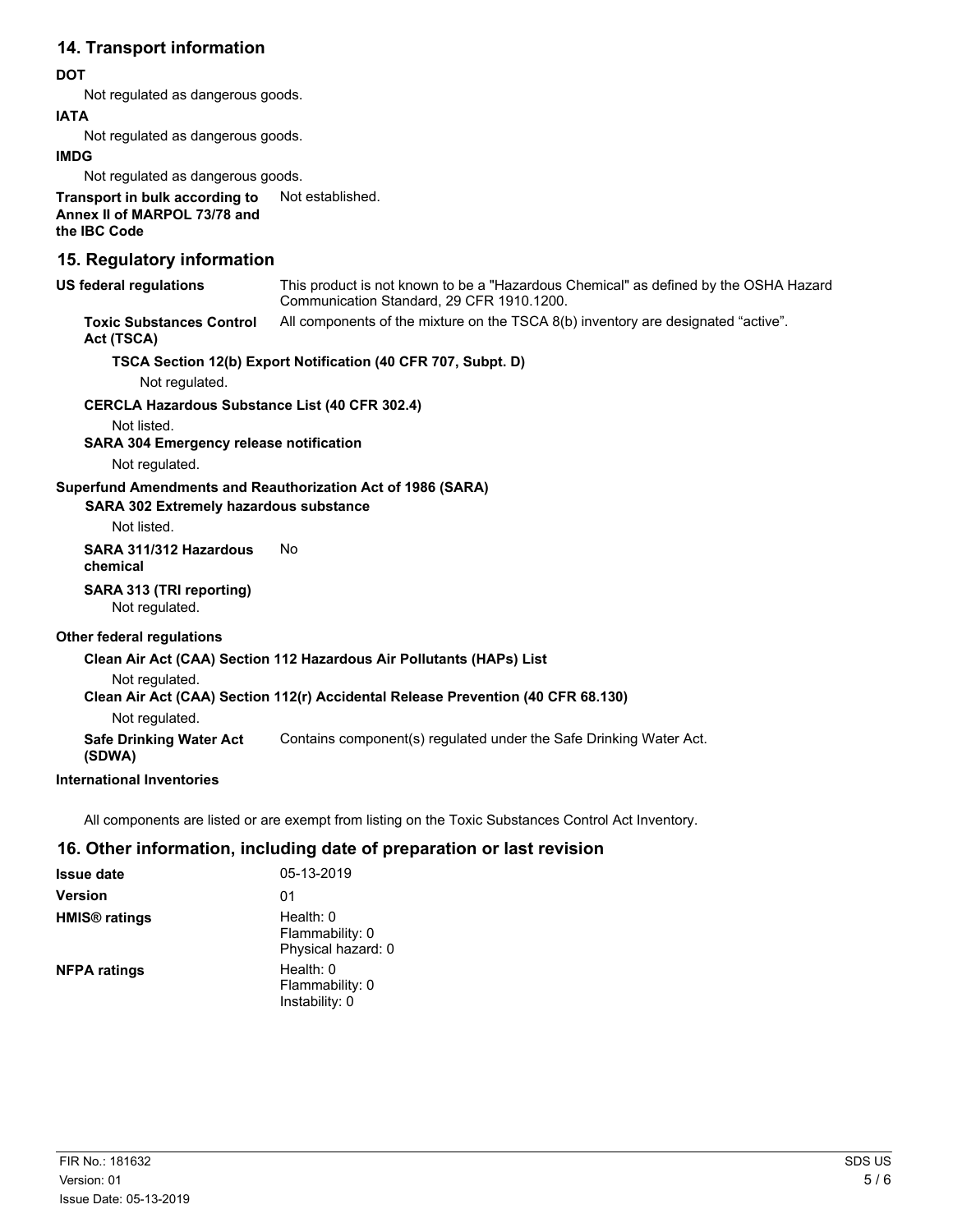## 14. Transport information

**DOT**

Not regulated as dangerous goods.

**IATA**

Not regulated as dangerous goods.

**IMDG**

Not regulated as dangerous goods.

**Transport in bulk according to Annex II of MARPOL 73/78 and the IBC Code** Not established.

## 15. Regulatory information

**US federal regulations** This product is not known to be a "Hazardous Chemical" as defined by the OSHA Hazard Communication Standard, 29 CFR 1910.1200.

**Toxic Substances Control Act (TSCA)** All components of the mixture on the TSCA 8(b) inventory are designated "active".

**TSCA Section 12(b) Export Notification (40 CFR 707, Subpt. D)**

Not regulated.

**CERCLA Hazardous Substance List (40 CFR 302.4)**

Not listed.

**SARA 304 Emergency release notification**

Not regulated.

**Superfund Amendments and Reauthorization Act of 1986 (SARA)**

**SARA 302 Extremely hazardous substance**

Not listed.

**SARA 311/312 Hazardous chemical** No

**SARA 313 (TRI reporting)**

Not regulated.

**Other federal regulations**

**Clean Air Act (CAA) Section 112 Hazardous Air Pollutants (HAPs) List**

Not regulated.

**Clean Air Act (CAA) Section 112(r) Accidental Release Prevention (40 CFR 68.130)**

Not regulated.

**Safe Drinking Water Act (SDWA)** Contains component(s) regulated under the Safe Drinking Water Act.

**International Inventories**

All components are listed or are exempt from listing on the Toxic Substances Control Act Inventory.

## 16. Other information, including date of preparation or last revision

**Issue date** 05-13-2019

**Version** 01

**HMIS® ratings** Health: 0
Flammability: 0
Physical hazard: 0

**NFPA ratings** Health: 0
Flammability: 0
Instability: 0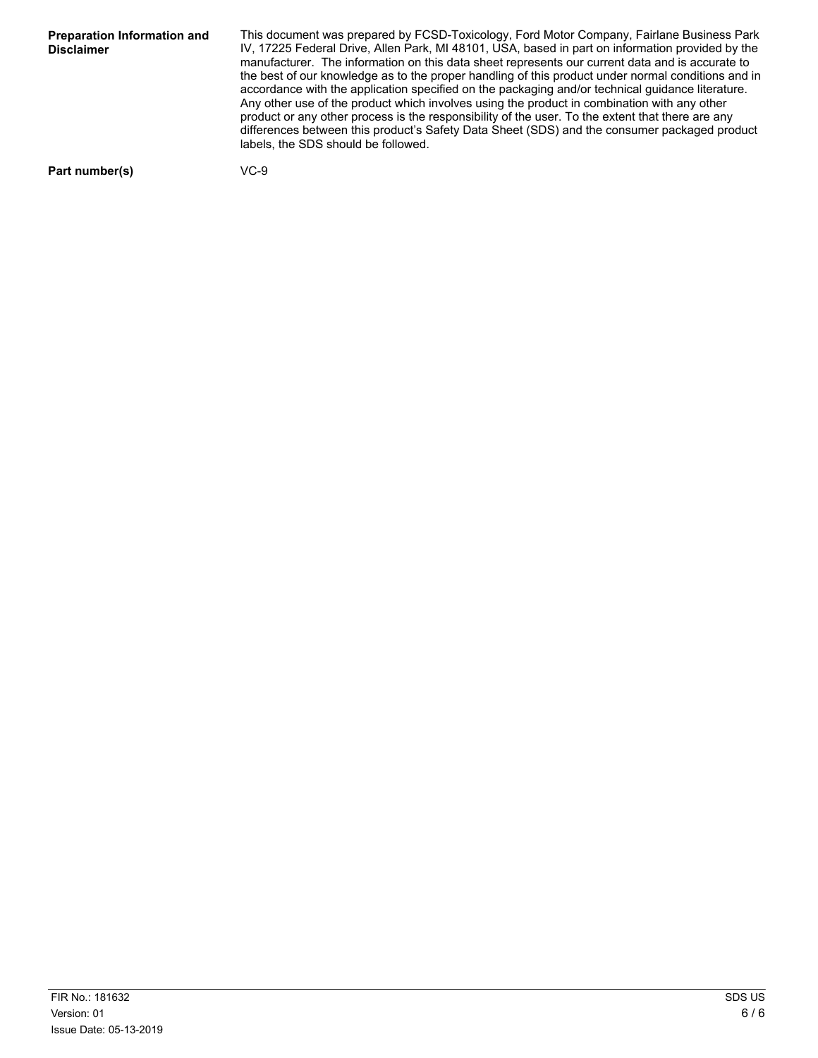| | |
|---|---|
| **Preparation Information and Disclaimer** | This document was prepared by FCSD-Toxicology, Ford Motor Company, Fairlane Business Park IV, 17225 Federal Drive, Allen Park, MI 48101, USA, based in part on information provided by the manufacturer. The information on this data sheet represents our current data and is accurate to the best of our knowledge as to the proper handling of this product under normal conditions and in accordance with the application specified on the packaging and/or technical guidance literature. Any other use of the product which involves using the product in combination with any other product or any other process is the responsibility of the user. To the extent that there are any differences between this product's Safety Data Sheet (SDS) and the consumer packaged product labels, the SDS should be followed. |
| **Part number(s)** | VC-9 |